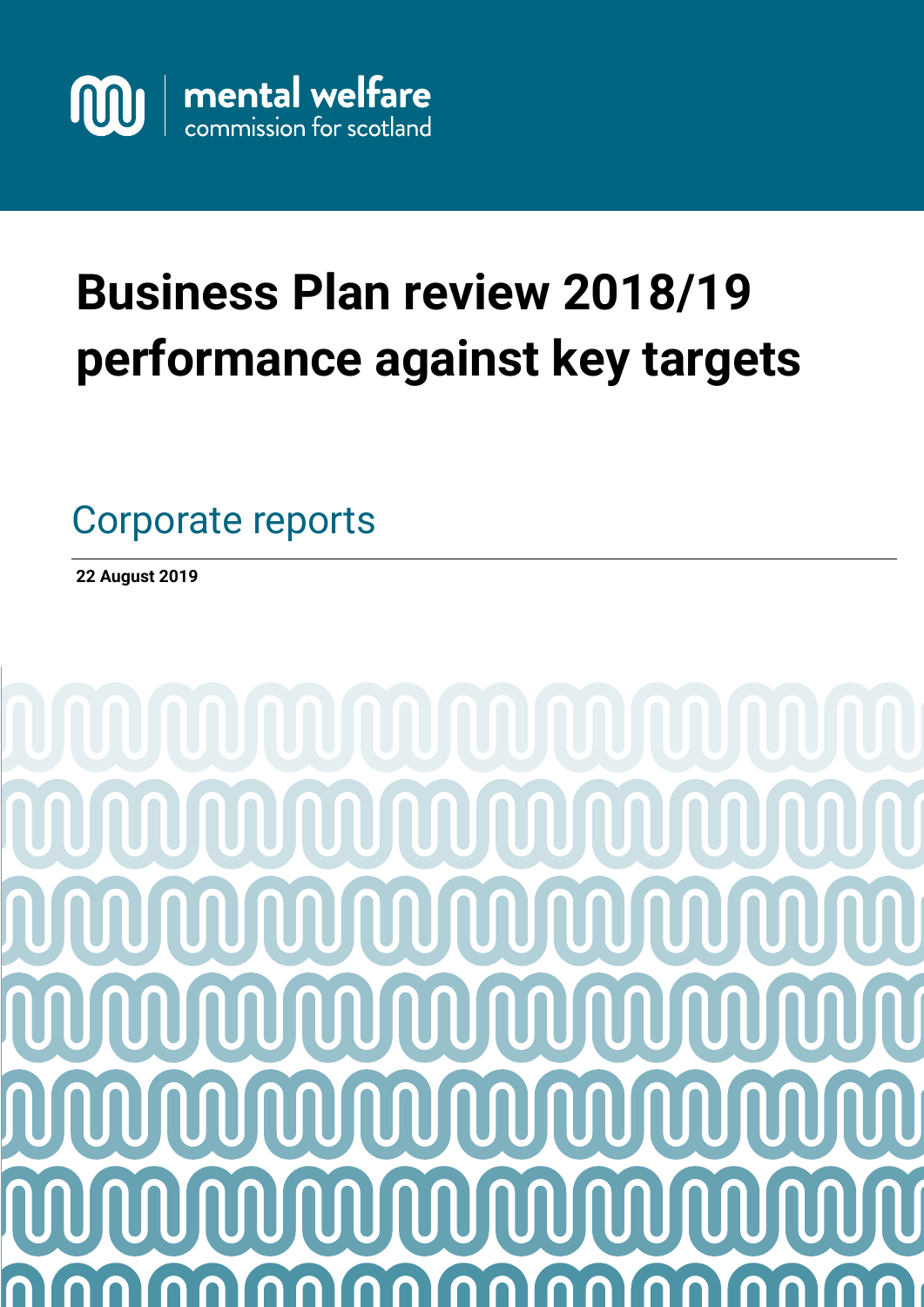mental welfare
commission for scotland

# Business Plan review 2018/19 performance against key targets

## Corporate reports

**22 August 2019**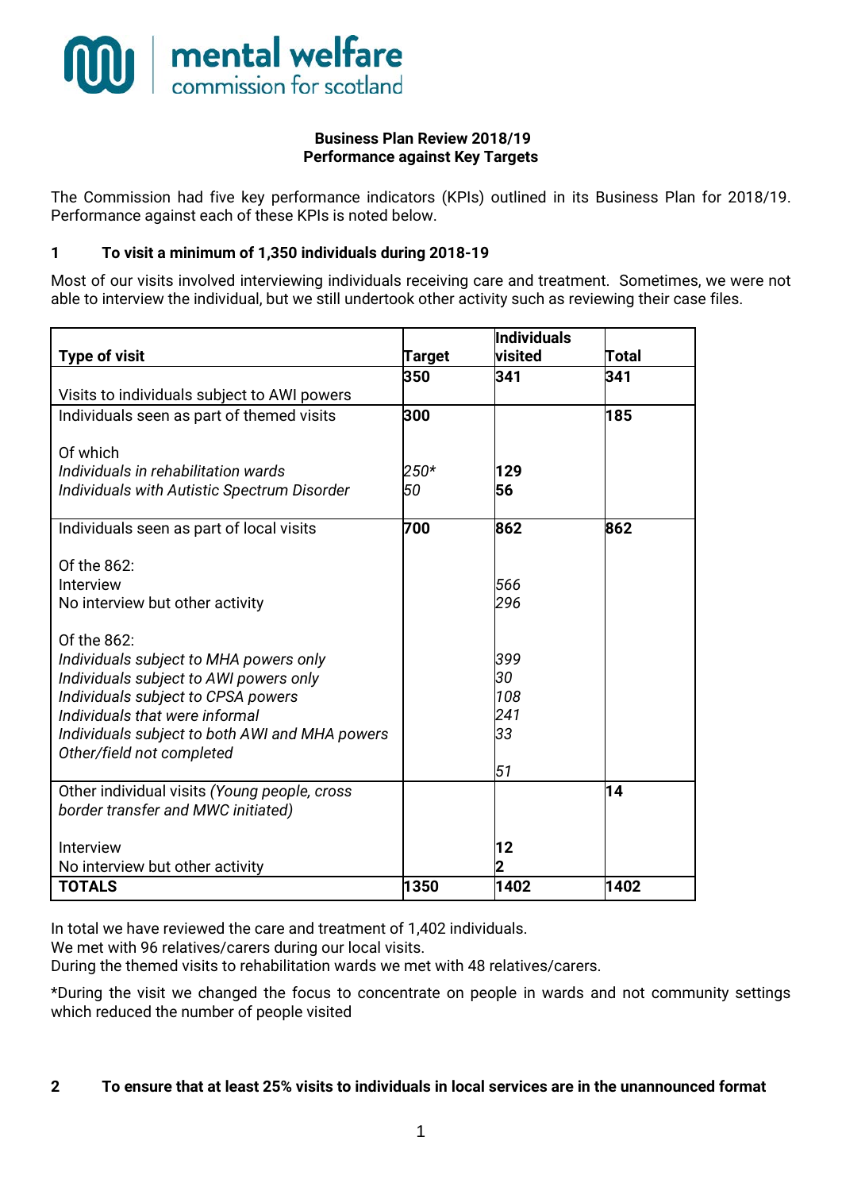mental welfare commission for scotland

**Business Plan Review 2018/19**
**Performance against Key Targets**

The Commission had five key performance indicators (KPIs) outlined in its Business Plan for 2018/19. Performance against each of these KPIs is noted below.

## 1 To visit a minimum of 1,350 individuals during 2018-19

Most of our visits involved interviewing individuals receiving care and treatment. Sometimes, we were not able to interview the individual, but we still undertook other activity such as reviewing their case files.

| Type of visit | Target | Individuals visited | Total |
|---|---|---|---|
| Visits to individuals subject to AWI powers | **350** | **341** | **341** |
| Individuals seen as part of themed visits | **300** | | **185** |
| Of which | | | |
| *Individuals in rehabilitation wards* | *250\** | **129** | |
| *Individuals with Autistic Spectrum Disorder* | *50* | **56** | |
| Individuals seen as part of local visits | **700** | **862** | **862** |
| Of the 862: | | | |
| Interview | | *566* | |
| No interview but other activity | | *296* | |
| Of the 862: | | | |
| *Individuals subject to MHA powers only* | | *399* | |
| *Individuals subject to AWI powers only* | | *30* | |
| *Individuals subject to CPSA powers* | | *108* | |
| *Individuals that were informal* | | *241* | |
| *Individuals subject to both AWI and MHA powers* | | *33* | |
| *Other/field not completed* | | *51* | |
| Other individual visits *(Young people, cross border transfer and MWC initiated)* | | | **14** |
| Interview | | **12** | |
| No interview but other activity | | **2** | |
| **TOTALS** | **1350** | **1402** | **1402** |

In total we have reviewed the care and treatment of 1,402 individuals.
We met with 96 relatives/carers during our local visits.
During the themed visits to rehabilitation wards we met with 48 relatives/carers.

*During the visit we changed the focus to concentrate on people in wards and not community settings which reduced the number of people visited

## 2 To ensure that at least 25% visits to individuals in local services are in the unannounced format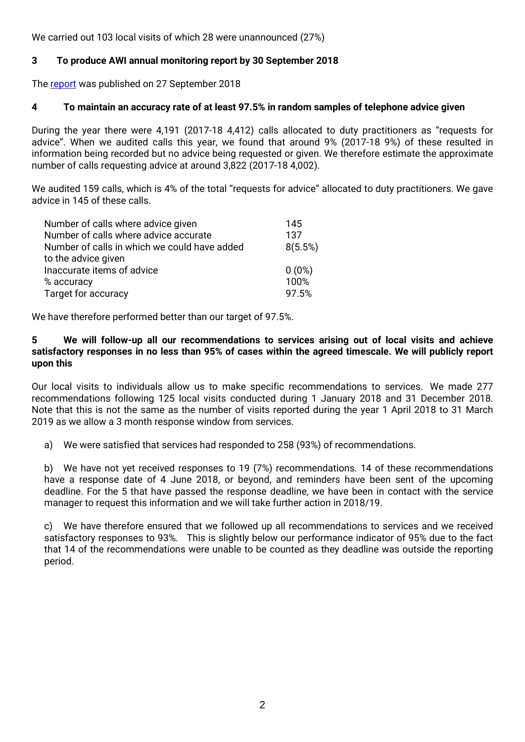We carried out 103 local visits of which 28 were unannounced (27%)

**3 To produce AWI annual monitoring report by 30 September 2018**

The report was published on 27 September 2018

**4 To maintain an accuracy rate of at least 97.5% in random samples of telephone advice given**

During the year there were 4,191 (2017-18 4,412) calls allocated to duty practitioners as "requests for advice". When we audited calls this year, we found that around 9% (2017-18 9%) of these resulted in information being recorded but no advice being requested or given. We therefore estimate the approximate number of calls requesting advice at around 3,822 (2017-18 4,002).

We audited 159 calls, which is 4% of the total "requests for advice" allocated to duty practitioners. We gave advice in 145 of these calls.

| | |
|---|---|
| Number of calls where advice given | 145 |
| Number of calls where advice accurate | 137 |
| Number of calls in which we could have added to the advice given | 8(5.5%) |
| Inaccurate items of advice | 0 (0%) |
| % accuracy | 100% |
| Target for accuracy | 97.5% |

We have therefore performed better than our target of 97.5%.

**5 We will follow-up all our recommendations to services arising out of local visits and achieve satisfactory responses in no less than 95% of cases within the agreed timescale. We will publicly report upon this**

Our local visits to individuals allow us to make specific recommendations to services. We made 277 recommendations following 125 local visits conducted during 1 January 2018 and 31 December 2018. Note that this is not the same as the number of visits reported during the year 1 April 2018 to 31 March 2019 as we allow a 3 month response window from services.

a) We were satisfied that services had responded to 258 (93%) of recommendations.

b) We have not yet received responses to 19 (7%) recommendations. 14 of these recommendations have a response date of 4 June 2018, or beyond, and reminders have been sent of the upcoming deadline. For the 5 that have passed the response deadline, we have been in contact with the service manager to request this information and we will take further action in 2018/19.

c) We have therefore ensured that we followed up all recommendations to services and we received satisfactory responses to 93%. This is slightly below our performance indicator of 95% due to the fact that 14 of the recommendations were unable to be counted as they deadline was outside the reporting period.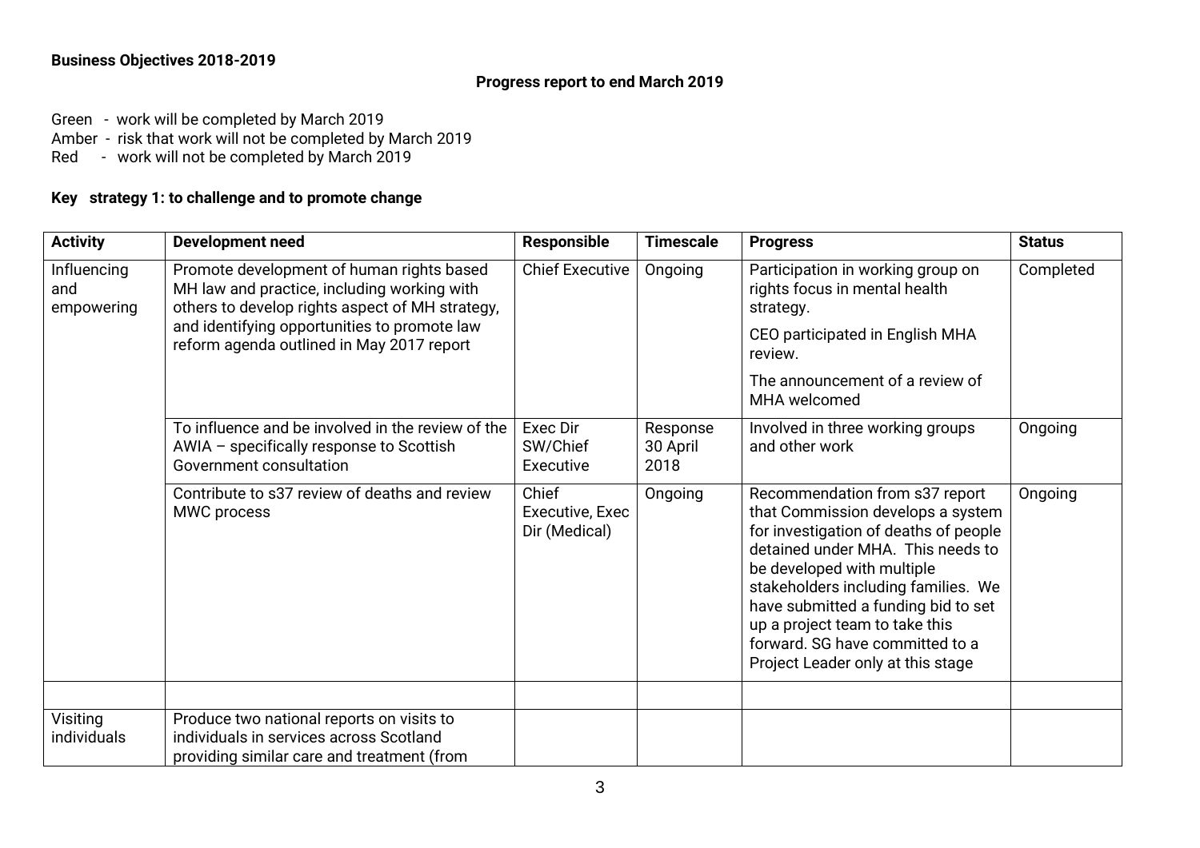**Business Objectives 2018-2019**

**Progress report to end March 2019**

Green - work will be completed by March 2019
Amber - risk that work will not be completed by March 2019
Red - work will not be completed by March 2019

**Key strategy 1: to challenge and to promote change**

| Activity | Development need | Responsible | Timescale | Progress | Status |
|---|---|---|---|---|---|
| Influencing and empowering | Promote development of human rights based MH law and practice, including working with others to develop rights aspect of MH strategy, and identifying opportunities to promote law reform agenda outlined in May 2017 report | Chief Executive | Ongoing | Participation in working group on rights focus in mental health strategy. CEO participated in English MHA review. The announcement of a review of MHA welcomed | Completed |
| | To influence and be involved in the review of the AWIA – specifically response to Scottish Government consultation | Exec Dir SW/Chief Executive | Response 30 April 2018 | Involved in three working groups and other work | Ongoing |
| | Contribute to s37 review of deaths and review MWC process | Chief Executive, Exec Dir (Medical) | Ongoing | Recommendation from s37 report that Commission develops a system for investigation of deaths of people detained under MHA. This needs to be developed with multiple stakeholders including families. We have submitted a funding bid to set up a project team to take this forward. SG have committed to a Project Leader only at this stage | Ongoing |
| | | | | | |
| Visiting individuals | Produce two national reports on visits to individuals in services across Scotland providing similar care and treatment (from | | | | |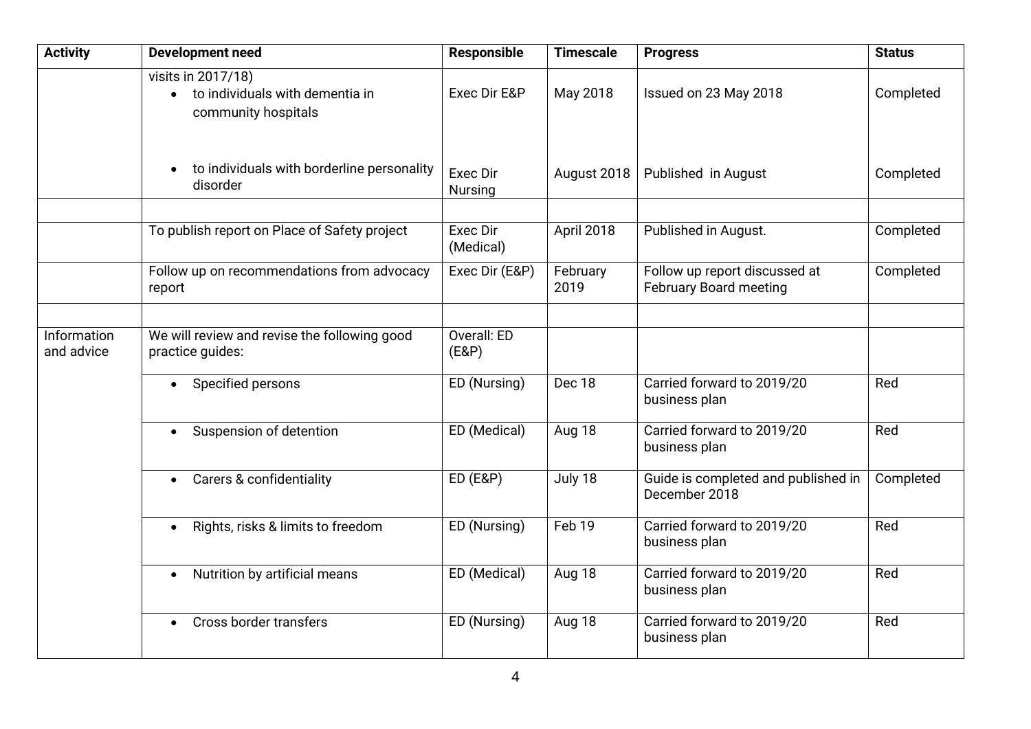| Activity | Development need | Responsible | Timescale | Progress | Status |
|---|---|---|---|---|---|
| | visits in 2017/18)<br>• to individuals with dementia in community hospitals | Exec Dir E&P | May 2018 | Issued on 23 May 2018 | Completed |
| | • to individuals with borderline personality disorder | Exec Dir Nursing | August 2018 | Published in August | Completed |
| | | | | | |
| | To publish report on Place of Safety project | Exec Dir (Medical) | April 2018 | Published in August. | Completed |
| | Follow up on recommendations from advocacy report | Exec Dir (E&P) | February 2019 | Follow up report discussed at February Board meeting | Completed |
| | | | | | |
| Information and advice | We will review and revise the following good practice guides: | Overall: ED (E&P) | | | |
| | • Specified persons | ED (Nursing) | Dec 18 | Carried forward to 2019/20 business plan | Red |
| | • Suspension of detention | ED (Medical) | Aug 18 | Carried forward to 2019/20 business plan | Red |
| | • Carers & confidentiality | ED (E&P) | July 18 | Guide is completed and published in December 2018 | Completed |
| | • Rights, risks & limits to freedom | ED (Nursing) | Feb 19 | Carried forward to 2019/20 business plan | Red |
| | • Nutrition by artificial means | ED (Medical) | Aug 18 | Carried forward to 2019/20 business plan | Red |
| | • Cross border transfers | ED (Nursing) | Aug 18 | Carried forward to 2019/20 business plan | Red |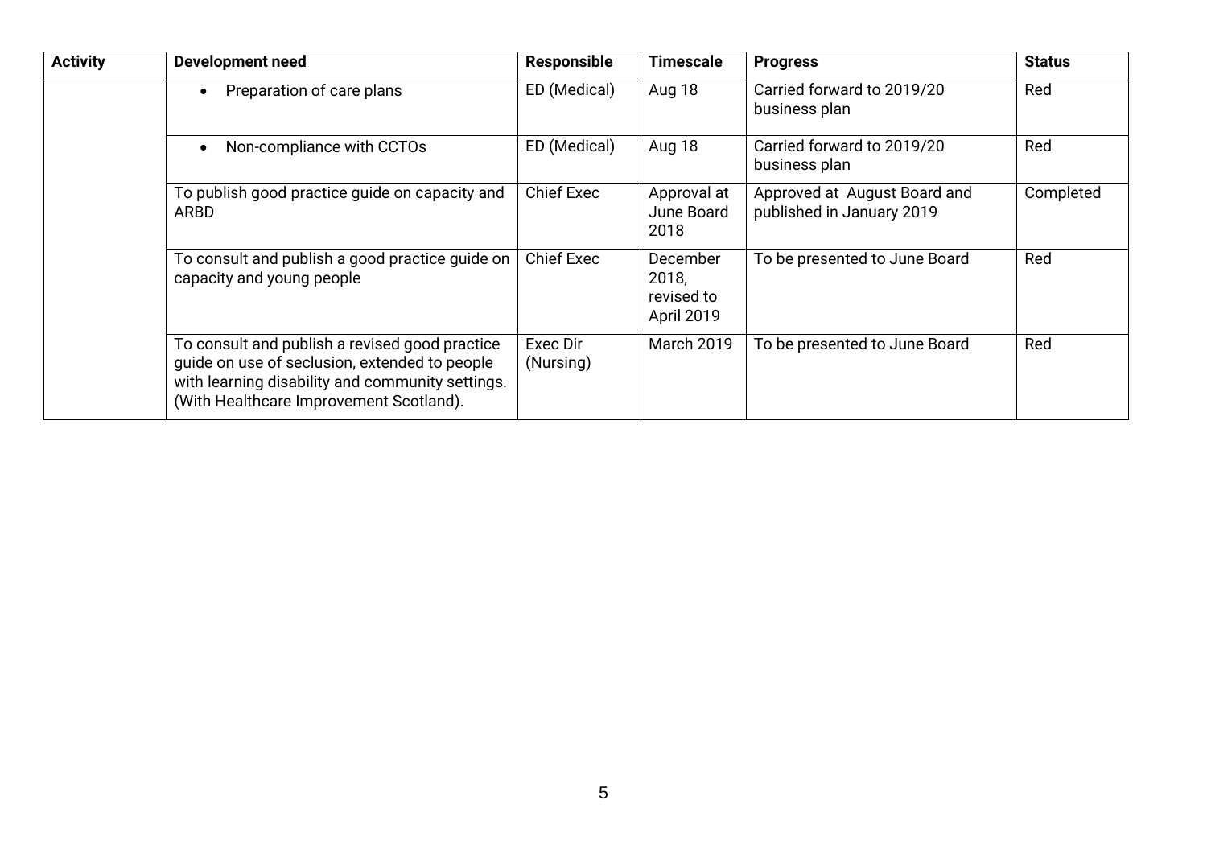| Activity | Development need | Responsible | Timescale | Progress | Status |
|---|---|---|---|---|---|
| | • Preparation of care plans | ED (Medical) | Aug 18 | Carried forward to 2019/20 business plan | Red |
| | • Non-compliance with CCTOs | ED (Medical) | Aug 18 | Carried forward to 2019/20 business plan | Red |
| | To publish good practice guide on capacity and ARBD | Chief Exec | Approval at June Board 2018 | Approved at August Board and published in January 2019 | Completed |
| | To consult and publish a good practice guide on capacity and young people | Chief Exec | December 2018, revised to April 2019 | To be presented to June Board | Red |
| | To consult and publish a revised good practice guide on use of seclusion, extended to people with learning disability and community settings. (With Healthcare Improvement Scotland). | Exec Dir (Nursing) | March 2019 | To be presented to June Board | Red |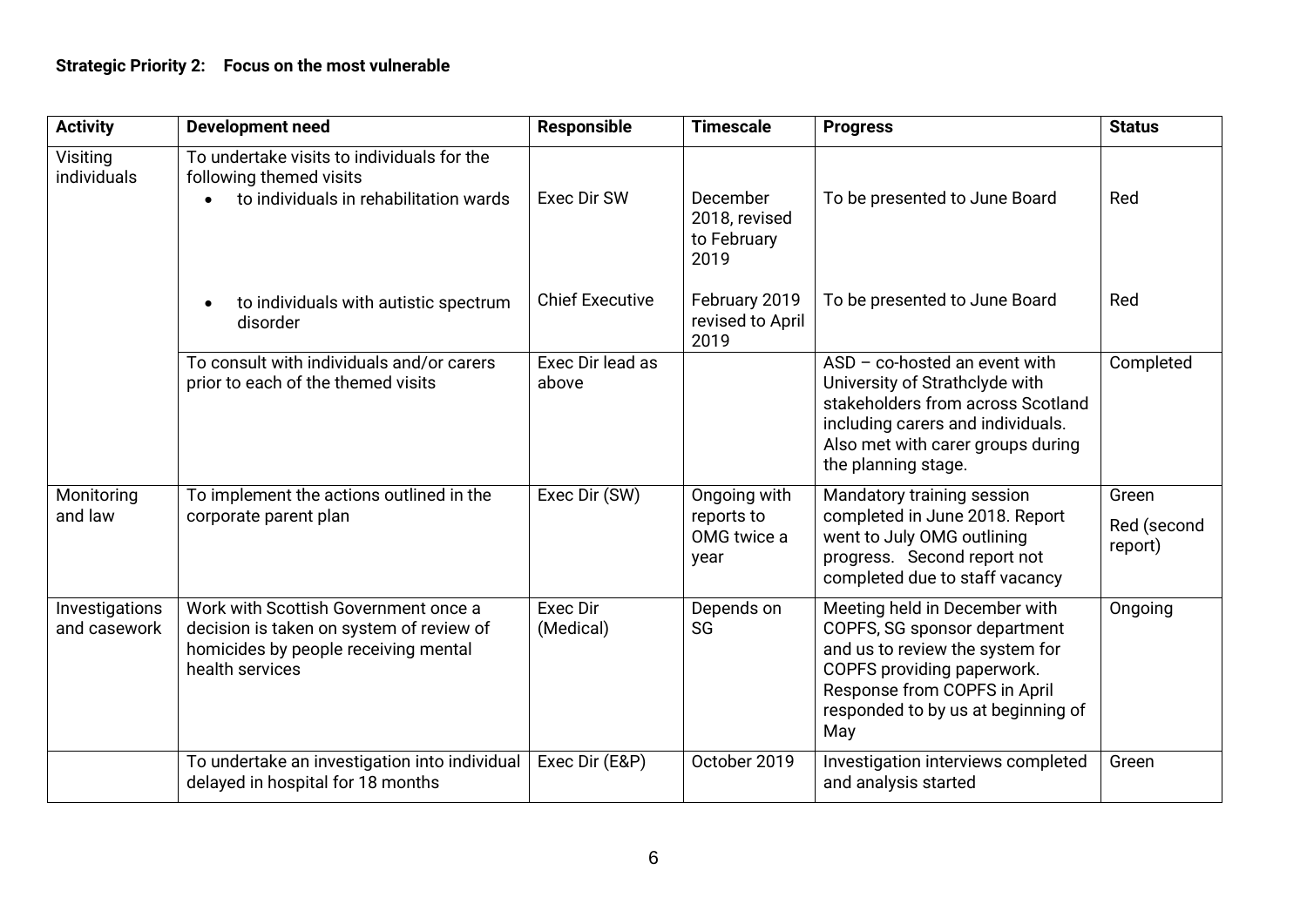**Strategic Priority 2: Focus on the most vulnerable**

| Activity | Development need | Responsible | Timescale | Progress | Status |
|---|---|---|---|---|---|
| Visiting individuals | To undertake visits to individuals for the following themed visits<br>• to individuals in rehabilitation wards | Exec Dir SW | December 2018, revised to February 2019 | To be presented to June Board | Red |
| | • to individuals with autistic spectrum disorder | Chief Executive | February 2019 revised to April 2019 | To be presented to June Board | Red |
| | To consult with individuals and/or carers prior to each of the themed visits | Exec Dir lead as above | | ASD – co-hosted an event with University of Strathclyde with stakeholders from across Scotland including carers and individuals. Also met with carer groups during the planning stage. | Completed |
| Monitoring and law | To implement the actions outlined in the corporate parent plan | Exec Dir (SW) | Ongoing with reports to OMG twice a year | Mandatory training session completed in June 2018. Report went to July OMG outlining progress. Second report not completed due to staff vacancy | Green<br>Red (second report) |
| Investigations and casework | Work with Scottish Government once a decision is taken on system of review of homicides by people receiving mental health services | Exec Dir (Medical) | Depends on SG | Meeting held in December with COPFS, SG sponsor department and us to review the system for COPFS providing paperwork. Response from COPFS in April responded to by us at beginning of May | Ongoing |
| | To undertake an investigation into individual delayed in hospital for 18 months | Exec Dir (E&P) | October 2019 | Investigation interviews completed and analysis started | Green |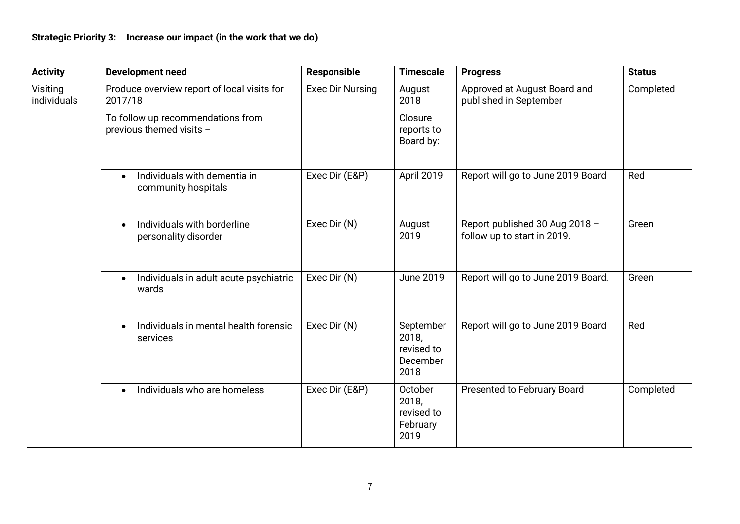**Strategic Priority 3: Increase our impact (in the work that we do)**

| Activity | Development need | Responsible | Timescale | Progress | Status |
|---|---|---|---|---|---|
| Visiting individuals | Produce overview report of local visits for 2017/18 | Exec Dir Nursing | August 2018 | Approved at August Board and published in September | Completed |
| | To follow up recommendations from previous themed visits – | | Closure reports to Board by: | | |
| | • Individuals with dementia in community hospitals | Exec Dir (E&P) | April 2019 | Report will go to June 2019 Board | Red |
| | • Individuals with borderline personality disorder | Exec Dir (N) | August 2019 | Report published 30 Aug 2018 – follow up to start in 2019. | Green |
| | • Individuals in adult acute psychiatric wards | Exec Dir (N) | June 2019 | Report will go to June 2019 Board. | Green |
| | • Individuals in mental health forensic services | Exec Dir (N) | September 2018, revised to December 2018 | Report will go to June 2019 Board | Red |
| | • Individuals who are homeless | Exec Dir (E&P) | October 2018, revised to February 2019 | Presented to February Board | Completed |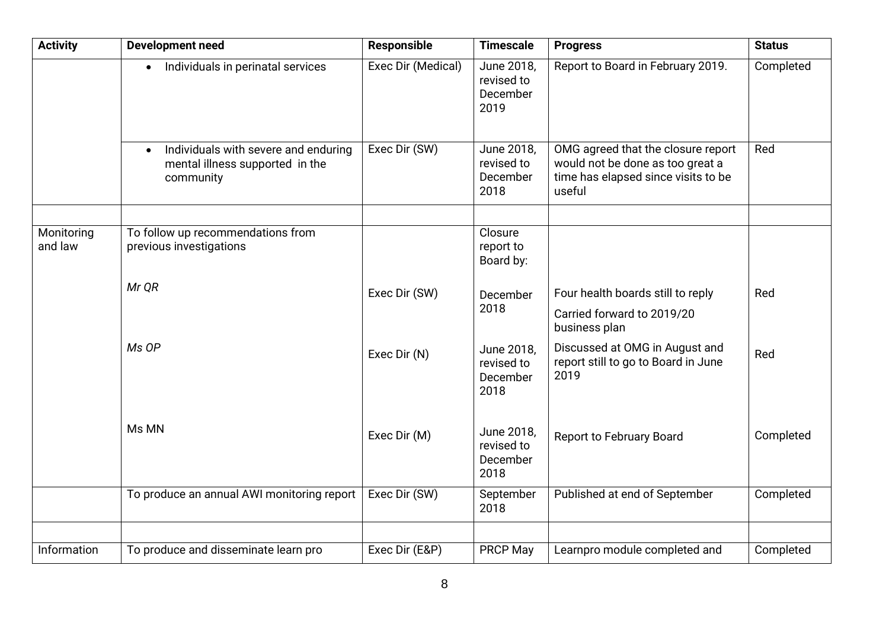| Activity | Development need | Responsible | Timescale | Progress | Status |
|---|---|---|---|---|---|
| | • Individuals in perinatal services | Exec Dir (Medical) | June 2018, revised to December 2019 | Report to Board in February 2019. | Completed |
| | • Individuals with severe and enduring mental illness supported in the community | Exec Dir (SW) | June 2018, revised to December 2018 | OMG agreed that the closure report would not be done as too great a time has elapsed since visits to be useful | Red |
| | | | | | |
| Monitoring and law | To follow up recommendations from previous investigations | | Closure report to Board by: | | |
| | *Mr QR* | Exec Dir (SW) | December 2018 | Four health boards still to reply<br>Carried forward to 2019/20 business plan | Red |
| | *Ms OP* | Exec Dir (N) | June 2018, revised to December 2018 | Discussed at OMG in August and report still to go to Board in June 2019 | Red |
| | Ms MN | Exec Dir (M) | June 2018, revised to December 2018 | Report to February Board | Completed |
| | To produce an annual AWI monitoring report | Exec Dir (SW) | September 2018 | Published at end of September | Completed |
| | | | | | |
| Information | To produce and disseminate learn pro | Exec Dir (E&P) | PRCP May | Learnpro module completed and | Completed |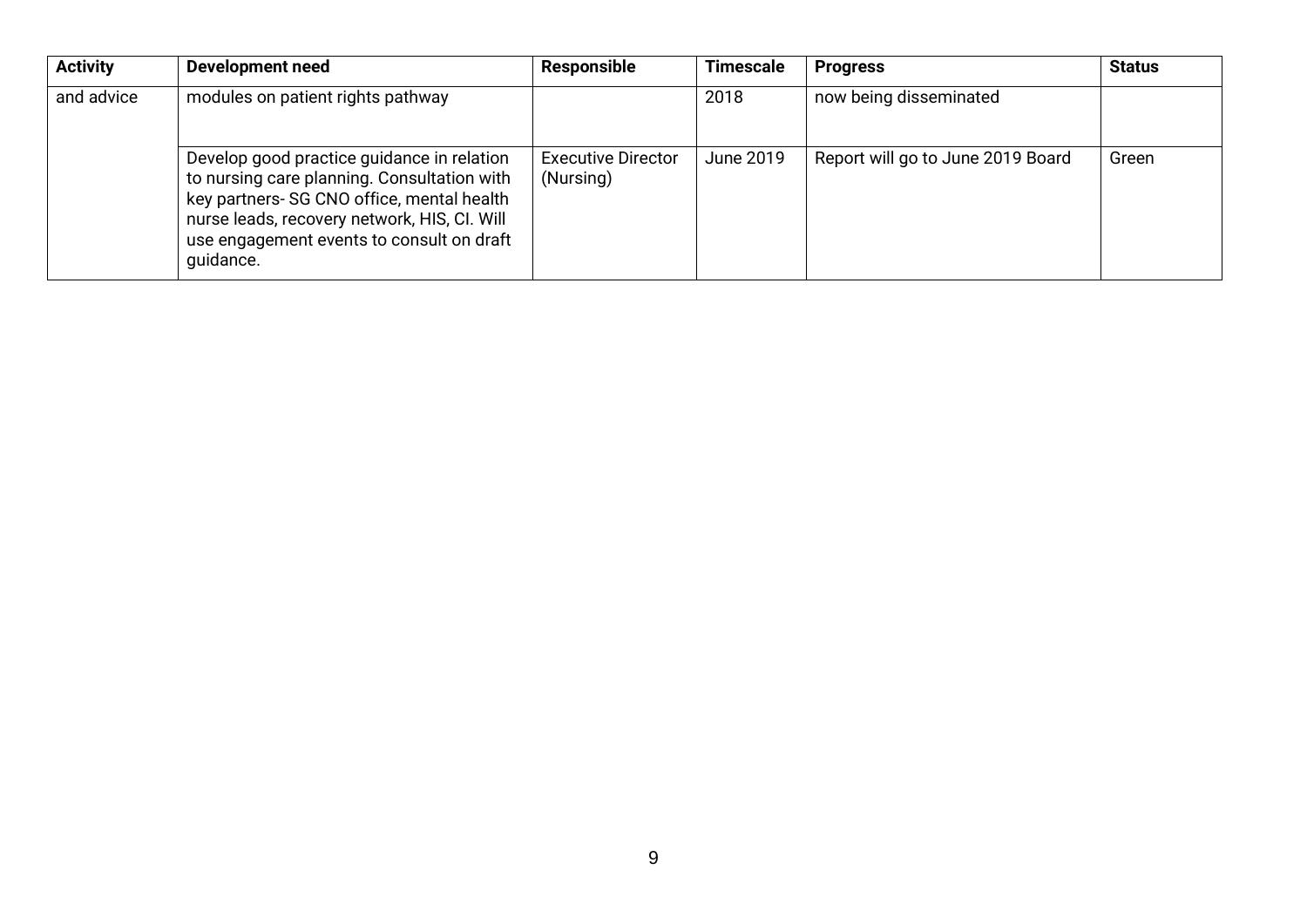| Activity | Development need | Responsible | Timescale | Progress | Status |
|---|---|---|---|---|---|
| and advice | modules on patient rights pathway | | 2018 | now being disseminated | |
| | Develop good practice guidance in relation to nursing care planning. Consultation with key partners- SG CNO office, mental health nurse leads, recovery network, HIS, CI. Will use engagement events to consult on draft guidance. | Executive Director (Nursing) | June 2019 | Report will go to June 2019 Board | Green |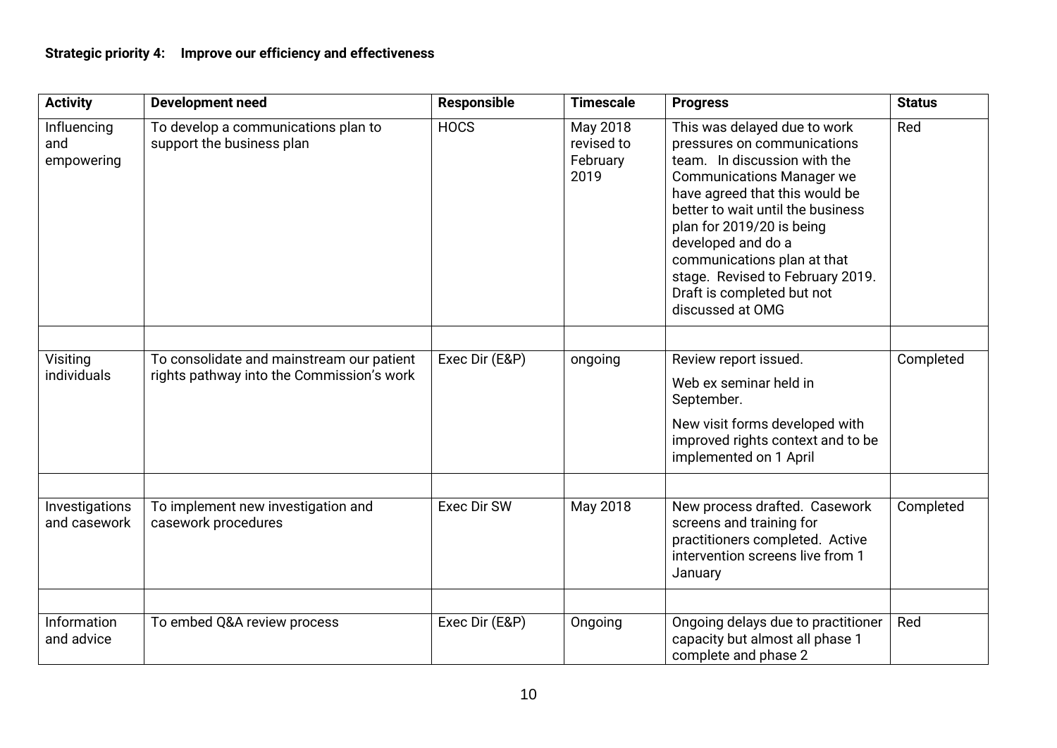**Strategic priority 4: Improve our efficiency and effectiveness**

| Activity | Development need | Responsible | Timescale | Progress | Status |
|---|---|---|---|---|---|
| Influencing and empowering | To develop a communications plan to support the business plan | HOCS | May 2018 revised to February 2019 | This was delayed due to work pressures on communications team. In discussion with the Communications Manager we have agreed that this would be better to wait until the business plan for 2019/20 is being developed and do a communications plan at that stage. Revised to February 2019. Draft is completed but not discussed at OMG | Red |
| | | | | | |
| Visiting individuals | To consolidate and mainstream our patient rights pathway into the Commission's work | Exec Dir (E&P) | ongoing | Review report issued.<br>Web ex seminar held in September.<br>New visit forms developed with improved rights context and to be implemented on 1 April | Completed |
| | | | | | |
| Investigations and casework | To implement new investigation and casework procedures | Exec Dir SW | May 2018 | New process drafted. Casework screens and training for practitioners completed. Active intervention screens live from 1 January | Completed |
| | | | | | |
| Information and advice | To embed Q&A review process | Exec Dir (E&P) | Ongoing | Ongoing delays due to practitioner capacity but almost all phase 1 complete and phase 2 | Red |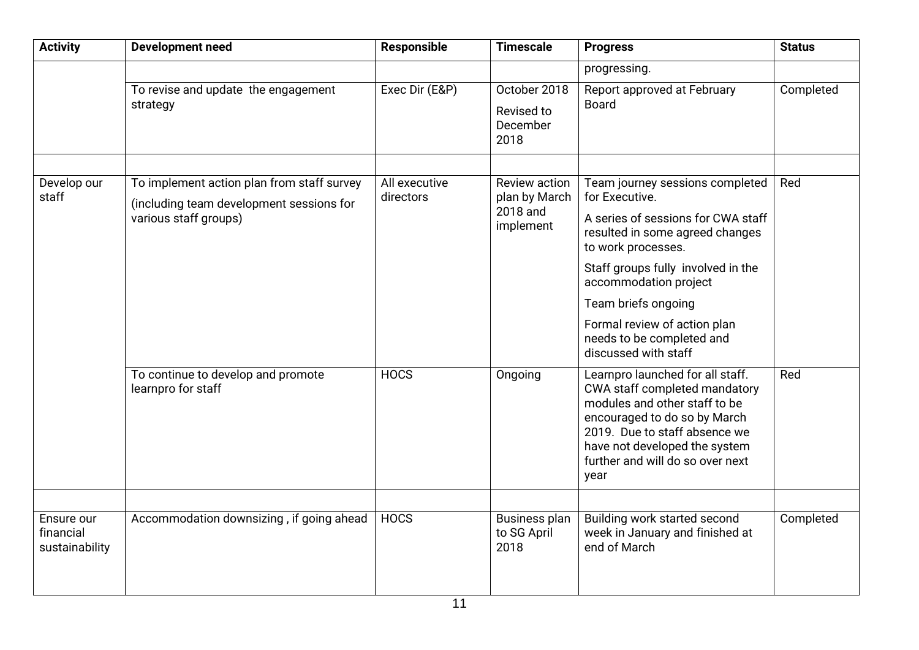| Activity | Development need | Responsible | Timescale | Progress | Status |
|---|---|---|---|---|---|
| | | | | progressing. | |
| | To revise and update the engagement strategy | Exec Dir (E&P) | October 2018<br>Revised to December 2018 | Report approved at February Board | Completed |
| | | | | | |
| Develop our staff | To implement action plan from staff survey<br>(including team development sessions for various staff groups) | All executive directors | Review action plan by March 2018 and implement | Team journey sessions completed for Executive.<br>A series of sessions for CWA staff resulted in some agreed changes to work processes.<br>Staff groups fully involved in the accommodation project<br>Team briefs ongoing<br>Formal review of action plan needs to be completed and discussed with staff | Red |
| | To continue to develop and promote learnpro for staff | HOCS | Ongoing | Learnpro launched for all staff. CWA staff completed mandatory modules and other staff to be encouraged to do so by March 2019. Due to staff absence we have not developed the system further and will do so over next year | Red |
| | | | | | |
| Ensure our financial sustainability | Accommodation downsizing , if going ahead | HOCS | Business plan to SG April 2018 | Building work started second week in January and finished at end of March | Completed |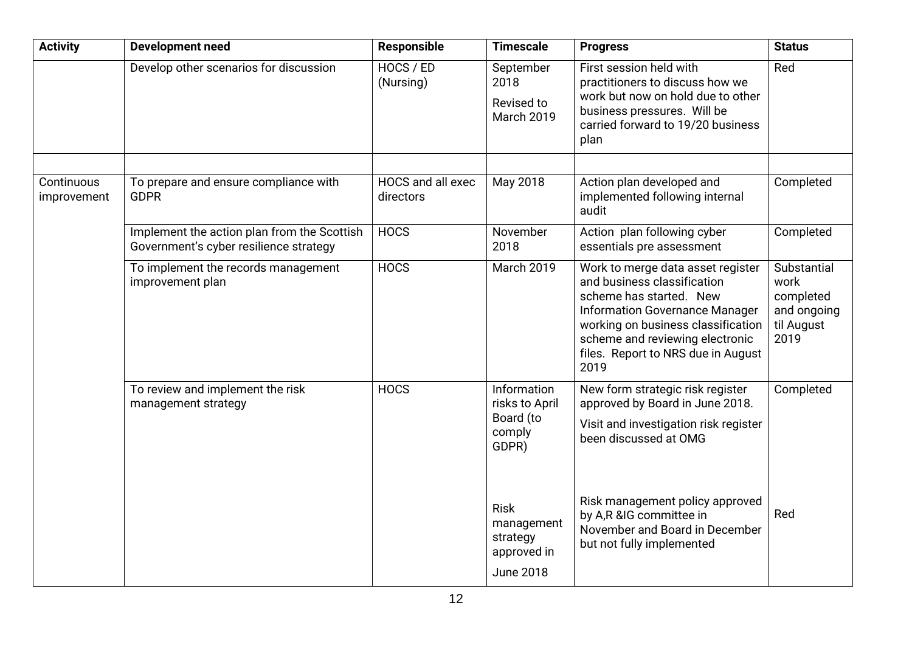| Activity | Development need | Responsible | Timescale | Progress | Status |
|---|---|---|---|---|---|
| | Develop other scenarios for discussion | HOCS / ED (Nursing) | September 2018<br><br>Revised to March 2019 | First session held with practitioners to discuss how we work but now on hold due to other business pressures. Will be carried forward to 19/20 business plan | Red |
| | | | | | |
| Continuous improvement | To prepare and ensure compliance with GDPR | HOCS and all exec directors | May 2018 | Action plan developed and implemented following internal audit | Completed |
| | Implement the action plan from the Scottish Government's cyber resilience strategy | HOCS | November 2018 | Action plan following cyber essentials pre assessment | Completed |
| | To implement the records management improvement plan | HOCS | March 2019 | Work to merge data asset register and business classification scheme has started. New Information Governance Manager working on business classification scheme and reviewing electronic files. Report to NRS due in August 2019 | Substantial work completed and ongoing til August 2019 |
| | To review and implement the risk management strategy | HOCS | Information risks to April Board (to comply GDPR) | New form strategic risk register approved by Board in June 2018.<br><br>Visit and investigation risk register been discussed at OMG | Completed |
| | | | Risk management strategy approved in<br><br>June 2018 | Risk management policy approved by A,R &IG committee in November and Board in December but not fully implemented | Red |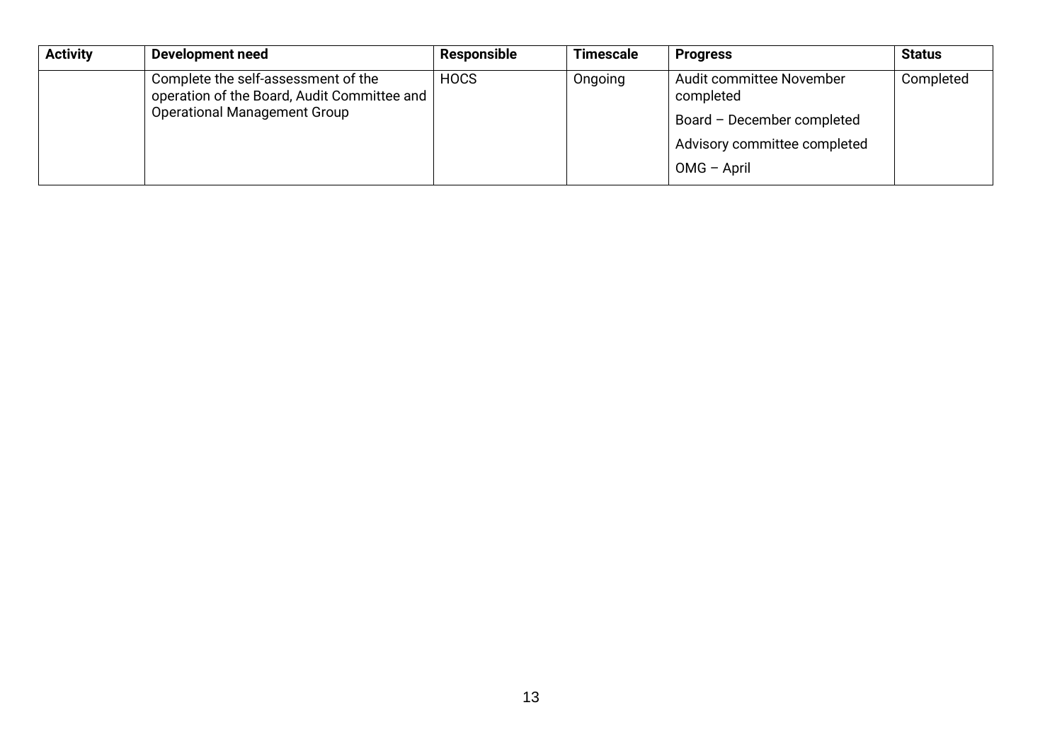| Activity | Development need | Responsible | Timescale | Progress | Status |
|---|---|---|---|---|---|
| | Complete the self-assessment of the operation of the Board, Audit Committee and Operational Management Group | HOCS | Ongoing | Audit committee November completed<br>Board – December completed<br>Advisory committee completed<br>OMG – April | Completed |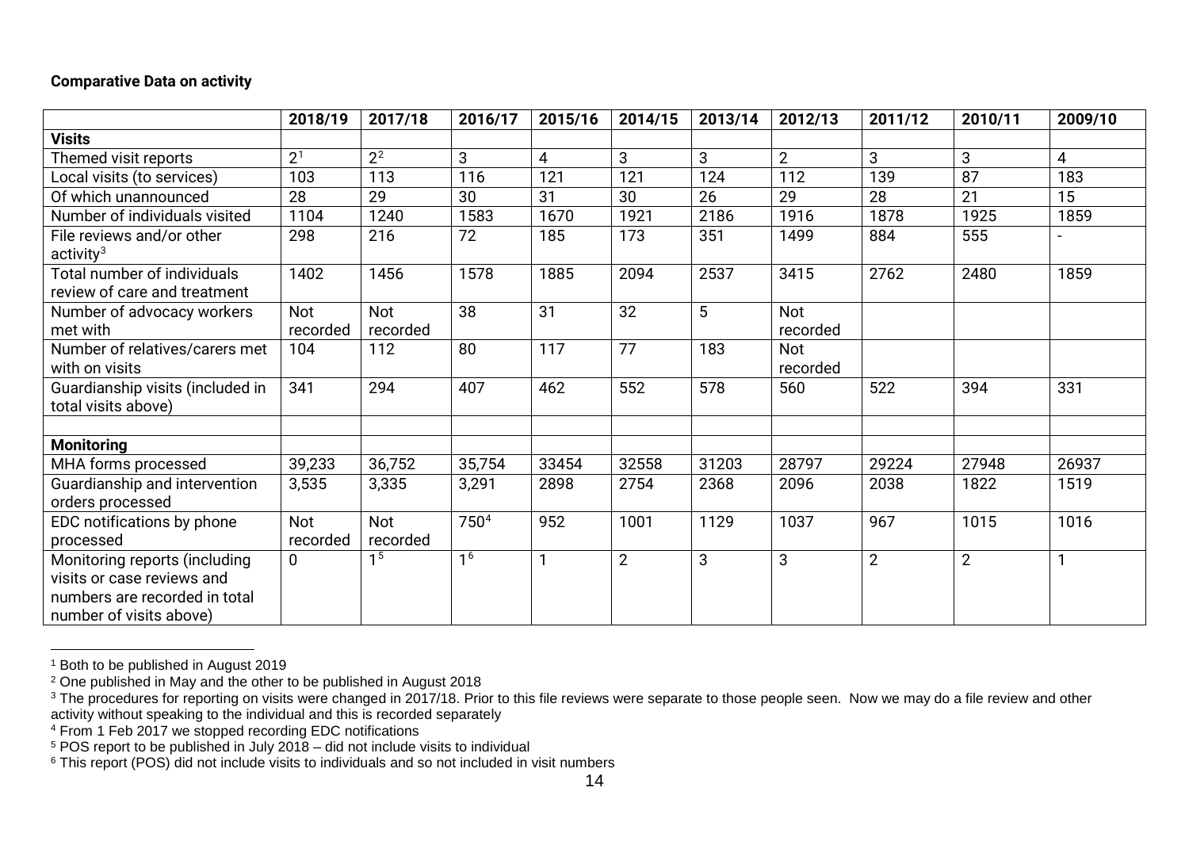**Comparative Data on activity**

| | 2018/19 | 2017/18 | 2016/17 | 2015/16 | 2014/15 | 2013/14 | 2012/13 | 2011/12 | 2010/11 | 2009/10 |
|---|---|---|---|---|---|---|---|---|---|---|
| **Visits** | | | | | | | | | | |
| Themed visit reports | 2[1] | 2[2] | 3 | 4 | 3 | 3 | 2 | 3 | 3 | 4 |
| Local visits (to services) | 103 | 113 | 116 | 121 | 121 | 124 | 112 | 139 | 87 | 183 |
| Of which unannounced | 28 | 29 | 30 | 31 | 30 | 26 | 29 | 28 | 21 | 15 |
| Number of individuals visited | 1104 | 1240 | 1583 | 1670 | 1921 | 2186 | 1916 | 1878 | 1925 | 1859 |
| File reviews and/or other activity[3] | 298 | 216 | 72 | 185 | 173 | 351 | 1499 | 884 | 555 | - |
| Total number of individuals review of care and treatment | 1402 | 1456 | 1578 | 1885 | 2094 | 2537 | 3415 | 2762 | 2480 | 1859 |
| Number of advocacy workers met with | Not recorded | Not recorded | 38 | 31 | 32 | 5 | Not recorded | | | |
| Number of relatives/carers met with on visits | 104 | 112 | 80 | 117 | 77 | 183 | Not recorded | | | |
| Guardianship visits (included in total visits above) | 341 | 294 | 407 | 462 | 552 | 578 | 560 | 522 | 394 | 331 |
| | | | | | | | | | | |
| **Monitoring** | | | | | | | | | | |
| MHA forms processed | 39,233 | 36,752 | 35,754 | 33454 | 32558 | 31203 | 28797 | 29224 | 27948 | 26937 |
| Guardianship and intervention orders processed | 3,535 | 3,335 | 3,291 | 2898 | 2754 | 2368 | 2096 | 2038 | 1822 | 1519 |
| EDC notifications by phone processed | Not recorded | Not recorded | 750[4] | 952 | 1001 | 1129 | 1037 | 967 | 1015 | 1016 |
| Monitoring reports (including visits or case reviews and numbers are recorded in total number of visits above) | 0 | 1[5] | 1[6] | 1 | 2 | 3 | 3 | 2 | 2 | 1 |

[1] Both to be published in August 2019

[2] One published in May and the other to be published in August 2018

[3] The procedures for reporting on visits were changed in 2017/18. Prior to this file reviews were separate to those people seen. Now we may do a file review and other activity without speaking to the individual and this is recorded separately

[4] From 1 Feb 2017 we stopped recording EDC notifications

[5] POS report to be published in July 2018 – did not include visits to individual

[6] This report (POS) did not include visits to individuals and so not included in visit numbers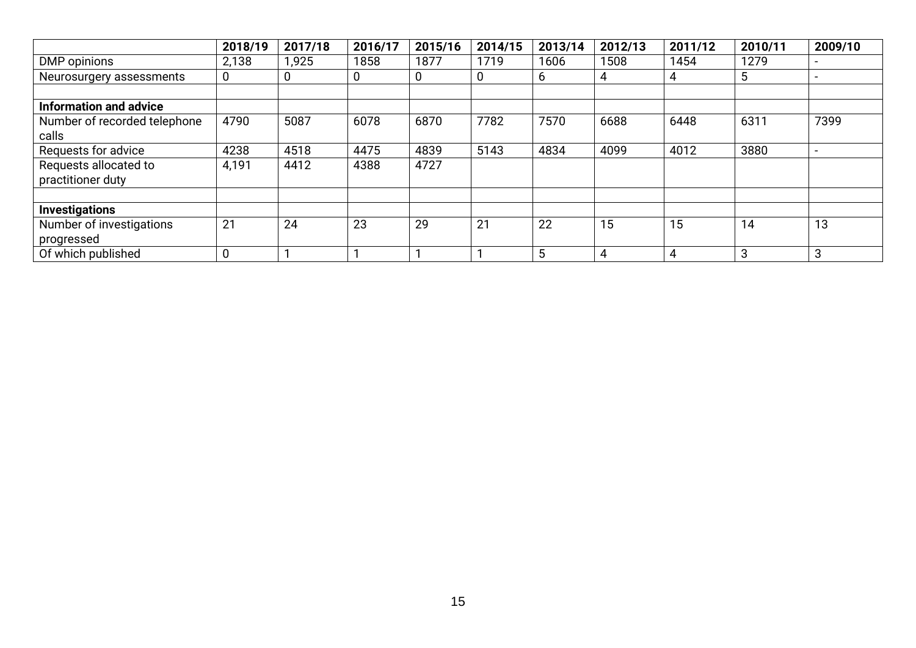| | 2018/19 | 2017/18 | 2016/17 | 2015/16 | 2014/15 | 2013/14 | 2012/13 | 2011/12 | 2010/11 | 2009/10 |
|---|---|---|---|---|---|---|---|---|---|---|
| DMP opinions | 2,138 | 1,925 | 1858 | 1877 | 1719 | 1606 | 1508 | 1454 | 1279 | - |
| Neurosurgery assessments | 0 | 0 | 0 | 0 | 0 | 6 | 4 | 4 | 5 | - |
| | | | | | | | | | | |
| **Information and advice** | | | | | | | | | | |
| Number of recorded telephone calls | 4790 | 5087 | 6078 | 6870 | 7782 | 7570 | 6688 | 6448 | 6311 | 7399 |
| Requests for advice | 4238 | 4518 | 4475 | 4839 | 5143 | 4834 | 4099 | 4012 | 3880 | - |
| Requests allocated to practitioner duty | 4,191 | 4412 | 4388 | 4727 | | | | | | |
| | | | | | | | | | | |
| **Investigations** | | | | | | | | | | |
| Number of investigations progressed | 21 | 24 | 23 | 29 | 21 | 22 | 15 | 15 | 14 | 13 |
| Of which published | 0 | 1 | 1 | 1 | 1 | 5 | 4 | 4 | 3 | 3 |